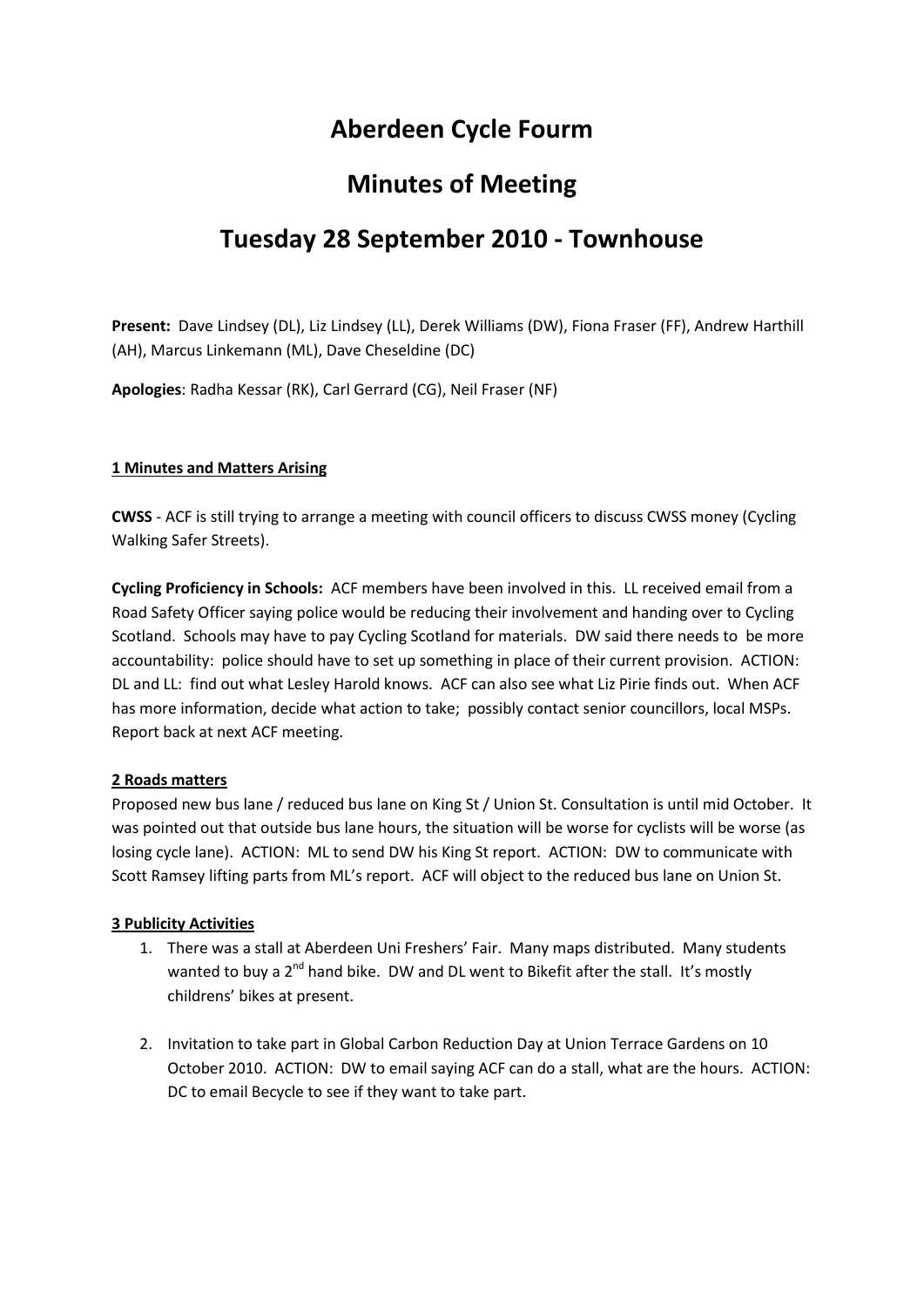# Aberdeen Cycle Fourm

# Minutes of Meeting

# Tuesday 28 September 2010 - Townhouse

**Present:** Dave Lindsey (DL), Liz Lindsey (LL), Derek Williams (DW), Fiona Fraser (FF), Andrew Harthill (AH), Marcus Linkemann (ML), Dave Cheseldine (DC)

**Apologies**: Radha Kessar (RK), Carl Gerrard (CG), Neil Fraser (NF)

## 1 Minutes and Matters Arising

**CWSS** - ACF is still trying to arrange a meeting with council officers to discuss CWSS money (Cycling Walking Safer Streets).

**Cycling Proficiency in Schools:** ACF members have been involved in this. LL received email from a Road Safety Officer saying police would be reducing their involvement and handing over to Cycling Scotland. Schools may have to pay Cycling Scotland for materials. DW said there needs to be more accountability: police should have to set up something in place of their current provision. ACTION: DL and LL: find out what Lesley Harold knows. ACF can also see what Liz Pirie finds out. When ACF has more information, decide what action to take; possibly contact senior councillors, local MSPs. Report back at next ACF meeting.

## 2 Roads matters

Proposed new bus lane / reduced bus lane on King St / Union St. Consultation is until mid October. It was pointed out that outside bus lane hours, the situation will be worse for cyclists will be worse (as losing cycle lane). ACTION: ML to send DW his King St report. ACTION: DW to communicate with Scott Ramsey lifting parts from ML's report. ACF will object to the reduced bus lane on Union St.

## 3 Publicity Activities

1. There was a stall at Aberdeen Uni Freshers' Fair. Many maps distributed. Many students wanted to buy a 2nd hand bike. DW and DL went to Bikefit after the stall. It's mostly childrens' bikes at present.

2. Invitation to take part in Global Carbon Reduction Day at Union Terrace Gardens on 10 October 2010. ACTION: DW to email saying ACF can do a stall, what are the hours. ACTION: DC to email Becycle to see if they want to take part.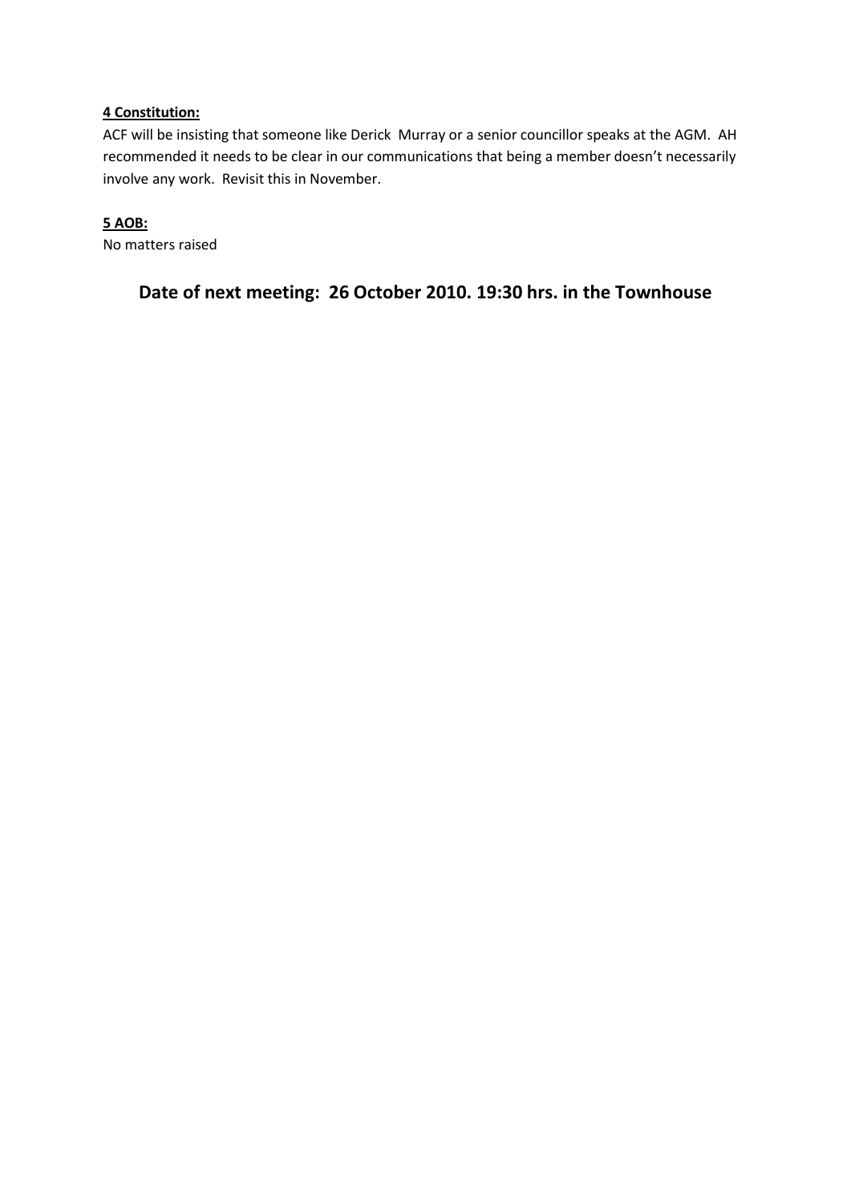**4 Constitution:**

ACF will be insisting that someone like Derick Murray or a senior councillor speaks at the AGM. AH recommended it needs to be clear in our communications that being a member doesn't necessarily involve any work. Revisit this in November.

**5 AOB:**

No matters raised

## Date of next meeting: 26 October 2010. 19:30 hrs. in the Townhouse